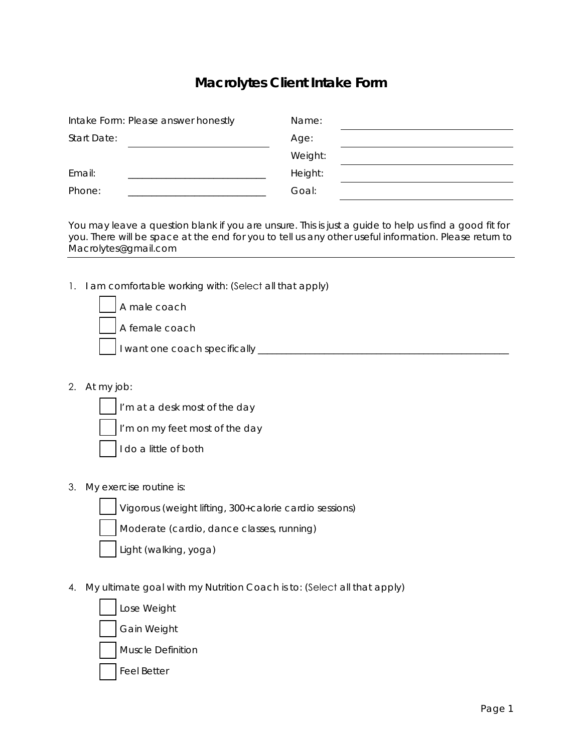# Macrolytes Client Intake Form

| | | | |
|---|---|---|---|
| Intake Form: Please answer honestly | | Name: | ______________________ |
| Start Date: | ______________________ | Age: | ______________________ |
| | | Weight: | ______________________ |
| Email: | ______________________ | Height: | ______________________ |
| Phone: | ______________________ | Goal: | ______________________ |

You may leave a question blank if you are unsure. This is just a guide to help us find a good fit for you. There will be space at the end for you to tell us any other useful information. Please return to Macrolytes@gmail.com

---

1. I am comfortable working with: (Select all that apply)
   - [ ] A male coach
   - [ ] A female coach
   - [ ] I want one coach specifically ______________________________________________

2. At my job:
   - [ ] I'm at a desk most of the day
   - [ ] I'm on my feet most of the day
   - [ ] I do a little of both

3. My exercise routine is:
   - [ ] Vigorous (weight lifting, 300+calorie cardio sessions)
   - [ ] Moderate (cardio, dance classes, running)
   - [ ] Light (walking, yoga)

4. My ultimate goal with my Nutrition Coach is to: (Select all that apply)
   - [ ] Lose Weight
   - [ ] Gain Weight
   - [ ] Muscle Definition
   - [ ] Feel Better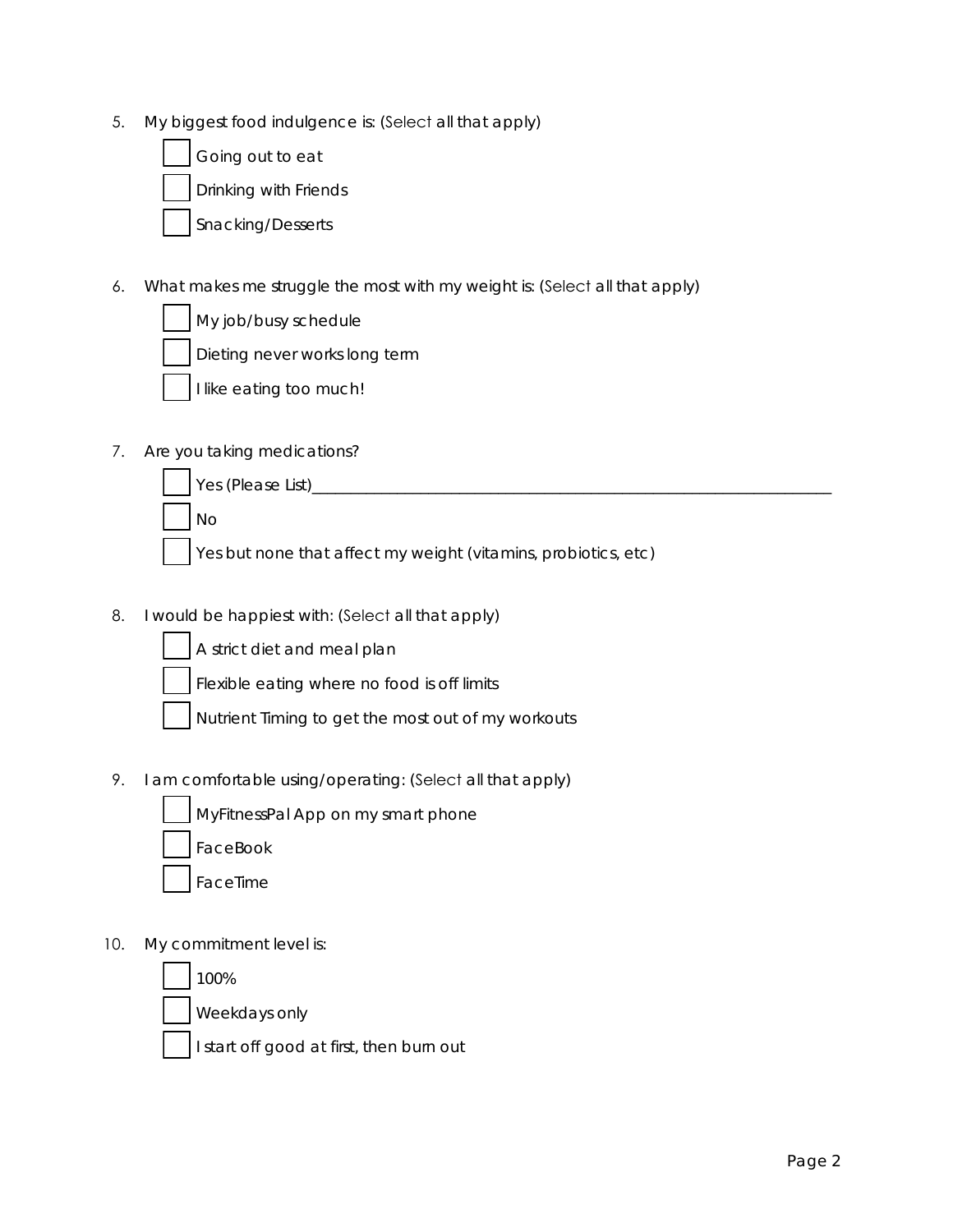5. My biggest food indulgence is: (Select all that apply)

   - [ ] Going out to eat
   - [ ] Drinking with Friends
   - [ ] Snacking/Desserts

6. What makes me struggle the most with my weight is: (Select all that apply)

   - [ ] My job/busy schedule
   - [ ] Dieting never works long term
   - [ ] I like eating too much!

7. Are you taking medications?

   - [ ] Yes (Please List)________________________________________________________________
   - [ ] No
   - [ ] Yes but none that affect my weight (vitamins, probiotics, etc)

8. I would be happiest with: (Select all that apply)

   - [ ] A strict diet and meal plan
   - [ ] Flexible eating where no food is off limits
   - [ ] Nutrient Timing to get the most out of my workouts

9. I am comfortable using/operating: (Select all that apply)

   - [ ] MyFitnessPal App on my smart phone
   - [ ] FaceBook
   - [ ] FaceTime

10. My commitment level is:

    - [ ] 100%
    - [ ] Weekdays only
    - [ ] I start off good at first, then burn out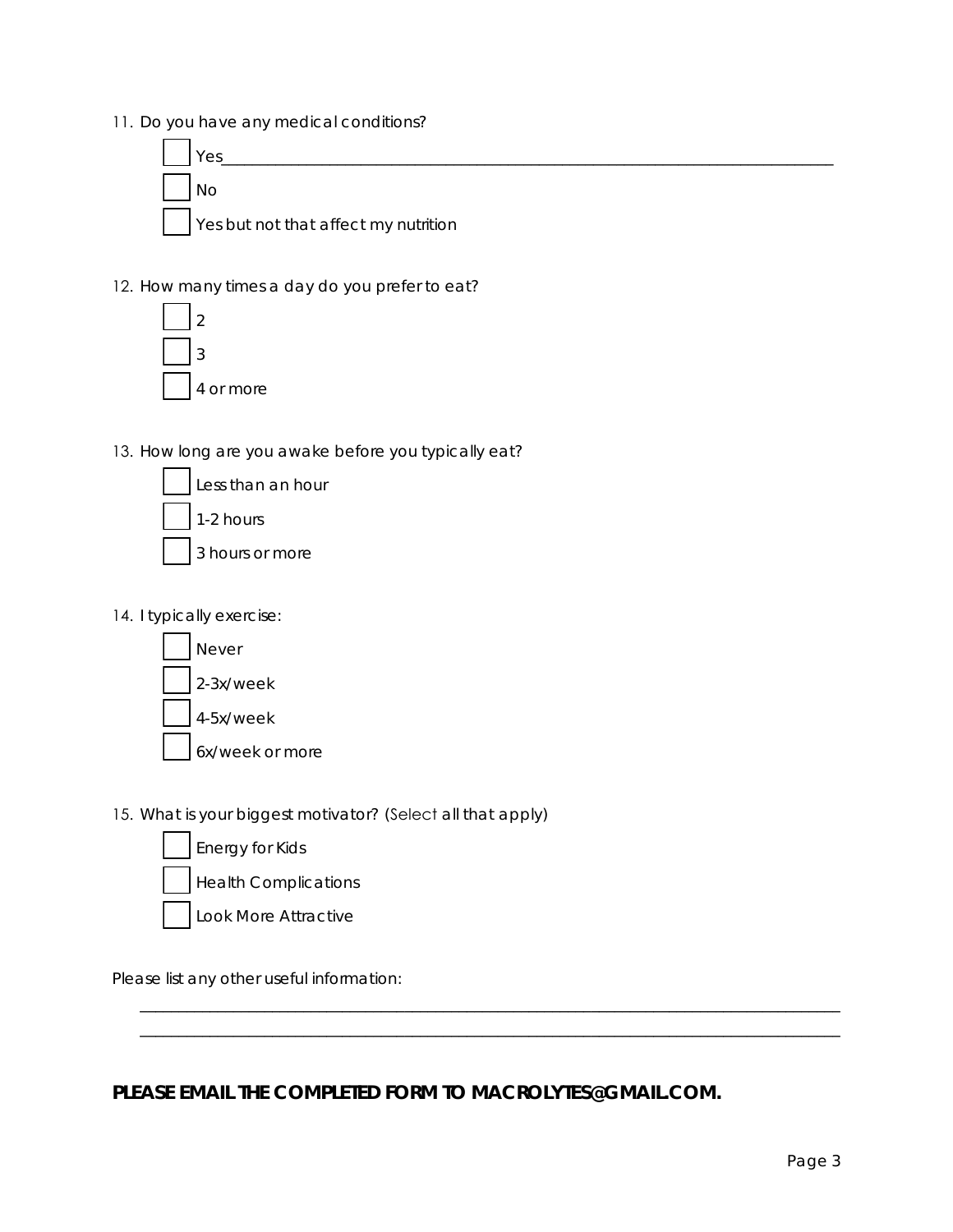11. Do you have any medical conditions?
    - [ ] Yes________________________________________________________________________
    - [ ] No
    - [ ] Yes but not that affect my nutrition

12. How many times a day do you prefer to eat?
    - [ ] 2
    - [ ] 3
    - [ ] 4 or more

13. How long are you awake before you typically eat?
    - [ ] Less than an hour
    - [ ] 1-2 hours
    - [ ] 3 hours or more

14. I typically exercise:
    - [ ] Never
    - [ ] 2-3x/week
    - [ ] 4-5x/week
    - [ ] 6x/week or more

15. What is your biggest motivator? (Select all that apply)
    - [ ] Energy for Kids
    - [ ] Health Complications
    - [ ] Look More Attractive

Please list any other useful information:

______________________________________________________________________________

______________________________________________________________________________

**PLEASE EMAIL THE COMPLETED FORM TO MACROLYTES@GMAIL.COM.**